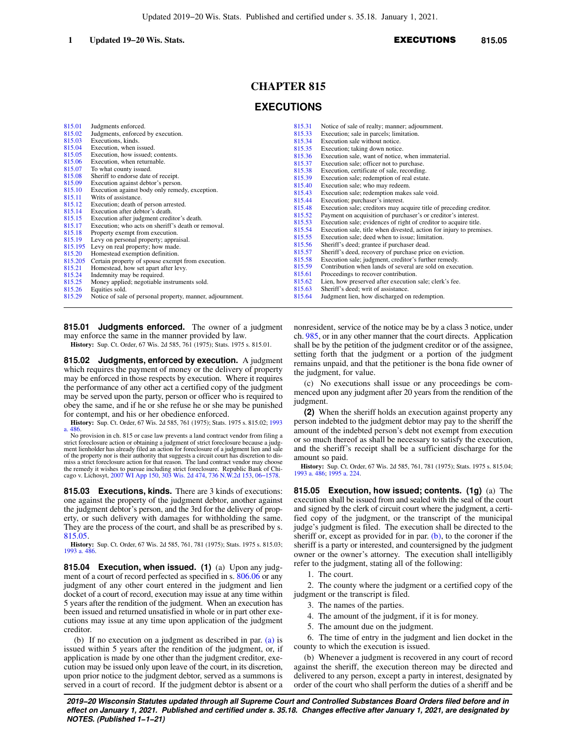# CHAPTER 815

## EXECUTIONS

| | | | |
|---|---|---|---|
| 815.01 | Judgments enforced. | 815.31 | Notice of sale of realty; manner; adjournment. |
| 815.02 | Judgments, enforced by execution. | 815.33 | Execution; sale in parcels; limitation. |
| 815.03 | Executions, kinds. | 815.34 | Execution sale without notice. |
| 815.04 | Execution, when issued. | 815.35 | Execution; taking down notice. |
| 815.05 | Execution, how issued; contents. | 815.36 | Execution sale, want of notice, when immaterial. |
| 815.06 | Execution, when returnable. | 815.37 | Execution sale; officer not to purchase. |
| 815.07 | To what county issued. | 815.38 | Execution, certificate of sale, recording. |
| 815.08 | Sheriff to endorse date of receipt. | 815.39 | Execution sale; redemption of real estate. |
| 815.09 | Execution against debtor's person. | 815.40 | Execution sale; who may redeem. |
| 815.10 | Execution against body only remedy, exception. | 815.43 | Execution sale; redemption makes sale void. |
| 815.11 | Writs of assistance. | 815.44 | Execution; purchaser's interest. |
| 815.12 | Execution; death of person arrested. | 815.48 | Execution sale; creditors may acquire title of preceding creditor. |
| 815.14 | Execution after debtor's death. | 815.52 | Payment on acquisition of purchaser's or creditor's interest. |
| 815.15 | Execution after judgment creditor's death. | 815.53 | Execution sale; evidences of right of creditor to acquire title. |
| 815.17 | Execution; who acts on sheriff's death or removal. | 815.54 | Execution sale, title when divested, action for injury to premises. |
| 815.18 | Property exempt from execution. | 815.55 | Execution sale; deed when to issue; limitation. |
| 815.19 | Levy on personal property; appraisal. | 815.56 | Sheriff's deed; grantee if purchaser dead. |
| 815.195 | Levy on real property; how made. | 815.57 | Sheriff's deed, recovery of purchase price on eviction. |
| 815.20 | Homestead exemption definition. | 815.58 | Execution sale; judgment, creditor's further remedy. |
| 815.205 | Certain property of spouse exempt from execution. | 815.59 | Contribution when lands of several are sold on execution. |
| 815.21 | Homestead, how set apart after levy. | 815.61 | Proceedings to recover contribution. |
| 815.24 | Indemnity may be required. | 815.62 | Lien, how preserved after execution sale; clerk's fee. |
| 815.25 | Money applied; negotiable instruments sold. | 815.63 | Sheriff's deed; writ of assistance. |
| 815.26 | Equities sold. | 815.64 | Judgment lien, how discharged on redemption. |
| 815.29 | Notice of sale of personal property, manner, adjournment. | | |

**815.01 Judgments enforced.** The owner of a judgment may enforce the same in the manner provided by law.

**History:** Sup. Ct. Order, 67 Wis. 2d 585, 761 (1975); Stats. 1975 s. 815.01.

**815.02 Judgments, enforced by execution.** A judgment which requires the payment of money or the delivery of property may be enforced in those respects by execution. Where it requires the performance of any other act a certified copy of the judgment may be served upon the party, person or officer who is required to obey the same, and if he or she refuse he or she may be punished for contempt, and his or her obedience enforced.

**History:** Sup. Ct. Order, 67 Wis. 2d 585, 761 (1975); Stats. 1975 s. 815.02; 1993 a. 486.

No provision in ch. 815 or case law prevents a land contract vendor from filing a strict foreclosure action or obtaining a judgment of strict foreclosure because a judgment lienholder has already filed an action for foreclosure of a judgment lien and sale of the property nor is their authority that suggests a circuit court has discretion to dismiss a strict foreclosure action for that reason. The land contract vendor may choose the remedy it wishes to pursue including strict foreclosure. Republic Bank of Chicago v. Lichosyt, 2007 WI App 150, 303 Wis. 2d 474, 736 N.W.2d 153, 06-1578.

**815.03 Executions, kinds.** There are 3 kinds of executions: one against the property of the judgment debtor, another against the judgment debtor's person, and the 3rd for the delivery of property, or such delivery with damages for withholding the same. They are the process of the court, and shall be as prescribed by s. 815.05.

**History:** Sup. Ct. Order, 67 Wis. 2d 585, 761, 781 (1975); Stats. 1975 s. 815.03; 1993 a. 486.

**815.04 Execution, when issued. (1)** (a) Upon any judgment of a court of record perfected as specified in s. 806.06 or any judgment of any other court entered in the judgment and lien docket of a court of record, execution may issue at any time within 5 years after the rendition of the judgment. When an execution has been issued and returned unsatisfied in whole or in part other executions may issue at any time upon application of the judgment creditor.

(b) If no execution on a judgment as described in par. (a) is issued within 5 years after the rendition of the judgment, or, if application is made by one other than the judgment creditor, execution may be issued only upon leave of the court, in its discretion, upon prior notice to the judgment debtor, served as a summons is served in a court of record. If the judgment debtor is absent or a nonresident, service of the notice may be by a class 3 notice, under ch. 985, or in any other manner that the court directs. Application shall be by the petition of the judgment creditor or of the assignee, setting forth that the judgment or a portion of the judgment remains unpaid, and that the petitioner is the bona fide owner of the judgment, for value.

(c) No executions shall issue or any proceedings be commenced upon any judgment after 20 years from the rendition of the judgment.

**(2)** When the sheriff holds an execution against property any person indebted to the judgment debtor may pay to the sheriff the amount of the indebted person's debt not exempt from execution or so much thereof as shall be necessary to satisfy the execution, and the sheriff's receipt shall be a sufficient discharge for the amount so paid.

**History:** Sup. Ct. Order, 67 Wis. 2d 585, 761, 781 (1975); Stats. 1975 s. 815.04; 1993 a. 486; 1995 a. 224.

**815.05 Execution, how issued; contents. (1g)** (a) The execution shall be issued from and sealed with the seal of the court and signed by the clerk of circuit court where the judgment, a certified copy of the judgment, or the transcript of the municipal judge's judgment is filed. The execution shall be directed to the sheriff or, except as provided for in par. (b), to the coroner if the sheriff is a party or interested, and countersigned by the judgment owner or the owner's attorney. The execution shall intelligibly refer to the judgment, stating all of the following:

1. The court.

2. The county where the judgment or a certified copy of the judgment or the transcript is filed.

3. The names of the parties.

4. The amount of the judgment, if it is for money.

5. The amount due on the judgment.

6. The time of entry in the judgment and lien docket in the county to which the execution is issued.

(b) Whenever a judgment is recovered in any court of record against the sheriff, the execution thereon may be directed and delivered to any person, except a party in interest, designated by order of the court who shall perform the duties of a sheriff and be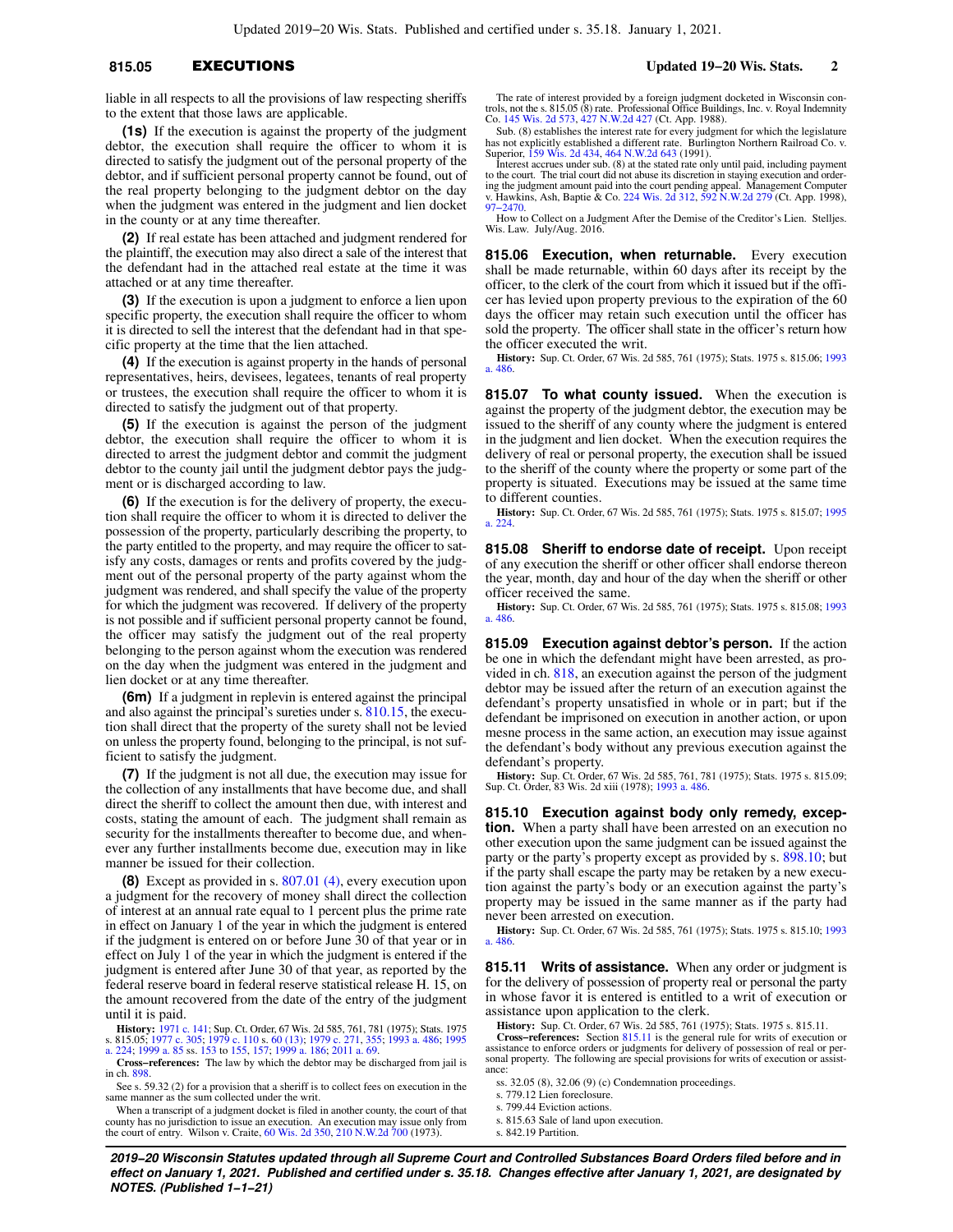liable in all respects to all the provisions of law respecting sheriffs to the extent that those laws are applicable.

**(1s)** If the execution is against the property of the judgment debtor, the execution shall require the officer to whom it is directed to satisfy the judgment out of the personal property of the debtor, and if sufficient personal property cannot be found, out of the real property belonging to the judgment debtor on the day when the judgment was entered in the judgment and lien docket in the county or at any time thereafter.

**(2)** If real estate has been attached and judgment rendered for the plaintiff, the execution may also direct a sale of the interest that the defendant had in the attached real estate at the time it was attached or at any time thereafter.

**(3)** If the execution is upon a judgment to enforce a lien upon specific property, the execution shall require the officer to whom it is directed to sell the interest that the defendant had in that specific property at the time that the lien attached.

**(4)** If the execution is against property in the hands of personal representatives, heirs, devisees, legatees, tenants of real property or trustees, the execution shall require the officer to whom it is directed to satisfy the judgment out of that property.

**(5)** If the execution is against the person of the judgment debtor, the execution shall require the officer to whom it is directed to arrest the judgment debtor and commit the judgment debtor to the county jail until the judgment debtor pays the judgment or is discharged according to law.

**(6)** If the execution is for the delivery of property, the execution shall require the officer to whom it is directed to deliver the possession of the property, particularly describing the property, to the party entitled to the property, and may require the officer to satisfy any costs, damages or rents and profits covered by the judgment out of the personal property of the party against whom the judgment was rendered, and shall specify the value of the property for which the judgment was recovered. If delivery of the property is not possible and if sufficient personal property cannot be found, the officer may satisfy the judgment out of the real property belonging to the person against whom the execution was rendered on the day when the judgment was entered in the judgment and lien docket or at any time thereafter.

**(6m)** If a judgment in replevin is entered against the principal and also against the principal's sureties under s. 810.15, the execution shall direct that the property of the surety shall not be levied on unless the property found, belonging to the principal, is not sufficient to satisfy the judgment.

**(7)** If the judgment is not all due, the execution may issue for the collection of any installments that have become due, and shall direct the sheriff to collect the amount then due, with interest and costs, stating the amount of each. The judgment shall remain as security for the installments thereafter to become due, and whenever any further installments become due, execution may in like manner be issued for their collection.

**(8)** Except as provided in s. 807.01 (4), every execution upon a judgment for the recovery of money shall direct the collection of interest at an annual rate equal to 1 percent plus the prime rate in effect on January 1 of the year in which the judgment is entered if the judgment is entered on or before June 30 of that year or in effect on July 1 of the year in which the judgment is entered if the judgment is entered after June 30 of that year, as reported by the federal reserve board in federal reserve statistical release H. 15, on the amount recovered from the date of the entry of the judgment until it is paid.

**History:** 1971 c. 141; Sup. Ct. Order, 67 Wis. 2d 585, 761, 781 (1975); Stats. 1975 s. 815.05; 1977 c. 305; 1979 c. 110 s. 60 (13); 1979 c. 271, 355; 1993 a. 486; 1995 a. 224; 1999 a. 85 ss. 153 to 155, 157; 1999 a. 186; 2011 a. 69.

**Cross-references:** The law by which the debtor may be discharged from jail is in ch. 898.

See s. 59.32 (2) for a provision that a sheriff is to collect fees on execution in the same manner as the sum collected under the writ.

When a transcript of a judgment docket is filed in another county, the court of that county has no jurisdiction to issue an execution. An execution may issue only from the court of entry. Wilson v. Craite, 60 Wis. 2d 350, 210 N.W.2d 700 (1973).

The rate of interest provided by a foreign judgment docketed in Wisconsin controls, not the s. 815.05 (8) rate. Professional Office Buildings, Inc. v. Royal Indemnity Co. 145 Wis. 2d 573, 427 N.W.2d 427 (Ct. App. 1988).

Sub. (8) establishes the interest rate for every judgment for which the legislature has not explicitly established a different rate. Burlington Northern Railroad Co. v. Superior, 159 Wis. 2d 434, 464 N.W.2d 643 (1991).

Interest accrues under sub. (8) at the stated rate only until paid, including payment to the court. The trial court did not abuse its discretion in staying execution and ordering the judgment amount paid into the court pending appeal. Management Computer v. Hawkins, Ash, Baptie & Co. 224 Wis. 2d 312, 592 N.W.2d 279 (Ct. App. 1998), 97-2470.

How to Collect on a Judgment After the Demise of the Creditor's Lien. Stelljes. Wis. Law. July/Aug. 2016.

**815.06 Execution, when returnable.** Every execution shall be made returnable, within 60 days after its receipt by the officer, to the clerk of the court from which it issued but if the officer has levied upon property previous to the expiration of the 60 days the officer may retain such execution until the officer has sold the property. The officer shall state in the officer's return how the officer executed the writ.

**History:** Sup. Ct. Order, 67 Wis. 2d 585, 761 (1975); Stats. 1975 s. 815.06; 1993 a. 486.

**815.07 To what county issued.** When the execution is against the property of the judgment debtor, the execution may be issued to the sheriff of any county where the judgment is entered in the judgment and lien docket. When the execution requires the delivery of real or personal property, the execution shall be issued to the sheriff of the county where the property or some part of the property is situated. Executions may be issued at the same time to different counties.

**History:** Sup. Ct. Order, 67 Wis. 2d 585, 761 (1975); Stats. 1975 s. 815.07; 1995 a. 224.

**815.08 Sheriff to endorse date of receipt.** Upon receipt of any execution the sheriff or other officer shall endorse thereon the year, month, day and hour of the day when the sheriff or other officer received the same.

**History:** Sup. Ct. Order, 67 Wis. 2d 585, 761 (1975); Stats. 1975 s. 815.08; 1993 a. 486.

**815.09 Execution against debtor's person.** If the action be one in which the defendant might have been arrested, as provided in ch. 818, an execution against the person of the judgment debtor may be issued after the return of an execution against the defendant's property unsatisfied in whole or in part; but if the defendant be imprisoned on execution in another action, or upon mesne process in the same action, an execution may issue against the defendant's body without any previous execution against the defendant's property.

**History:** Sup. Ct. Order, 67 Wis. 2d 585, 761, 781 (1975); Stats. 1975 s. 815.09; Sup. Ct. Order, 83 Wis. 2d xiii (1978); 1993 a. 486.

**815.10 Execution against body only remedy, exception.** When a party shall have been arrested on an execution no other execution upon the same judgment can be issued against the party or the party's property except as provided by s. 898.10; but if the party shall escape the party may be retaken by a new execution against the party's body or an execution against the party's property may be issued in the same manner as if the party had never been arrested on execution.

**History:** Sup. Ct. Order, 67 Wis. 2d 585, 761 (1975); Stats. 1975 s. 815.10; 1993 a. 486.

**815.11 Writs of assistance.** When any order or judgment is for the delivery of possession of property real or personal the party in whose favor it is entered is entitled to a writ of execution or assistance upon application to the clerk.

**History:** Sup. Ct. Order, 67 Wis. 2d 585, 761 (1975); Stats. 1975 s. 815.11.

**Cross-references:** Section 815.11 is the general rule for writs of execution or assistance to enforce orders or judgments for delivery of possession of real or personal property. The following are special provisions for writs of execution or assistance:

ss. 32.05 (8), 32.06 (9) (c) Condemnation proceedings.

s. 779.12 Lien foreclosure.

s. 799.44 Eviction actions.

s. 815.63 Sale of land upon execution.

s. 842.19 Partition.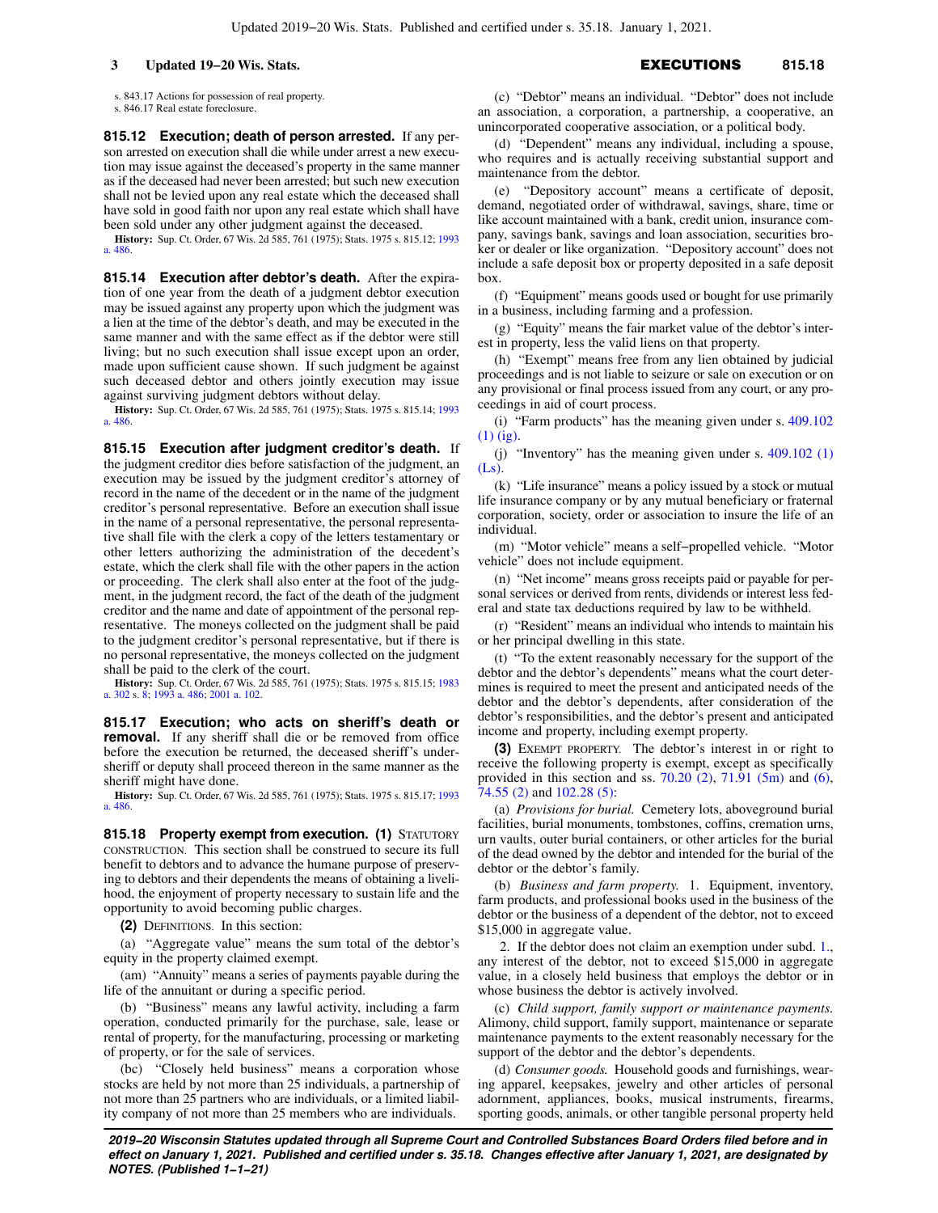s. 843.17 Actions for possession of real property.
s. 846.17 Real estate foreclosure.

**815.12 Execution; death of person arrested.** If any person arrested on execution shall die while under arrest a new execution may issue against the deceased's property in the same manner as if the deceased had never been arrested; but such new execution shall not be levied upon any real estate which the deceased shall have sold in good faith nor upon any real estate which shall have been sold under any other judgment against the deceased.

**History:** Sup. Ct. Order, 67 Wis. 2d 585, 761 (1975); Stats. 1975 s. 815.12; 1993 a. 486.

**815.14 Execution after debtor's death.** After the expiration of one year from the death of a judgment debtor execution may be issued against any property upon which the judgment was a lien at the time of the debtor's death, and may be executed in the same manner and with the same effect as if the debtor were still living; but no such execution shall issue except upon an order, made upon sufficient cause shown. If such judgment be against such deceased debtor and others jointly execution may issue against surviving judgment debtors without delay.

**History:** Sup. Ct. Order, 67 Wis. 2d 585, 761 (1975); Stats. 1975 s. 815.14; 1993 a. 486.

**815.15 Execution after judgment creditor's death.** If the judgment creditor dies before satisfaction of the judgment, an execution may be issued by the judgment creditor's attorney of record in the name of the decedent or in the name of the judgment creditor's personal representative. Before an execution shall issue in the name of a personal representative, the personal representative shall file with the clerk a copy of the letters testamentary or other letters authorizing the administration of the decedent's estate, which the clerk shall file with the other papers in the action or proceeding. The clerk shall also enter at the foot of the judgment, in the judgment record, the fact of the death of the judgment creditor and the name and date of appointment of the personal representative. The moneys collected on the judgment shall be paid to the judgment creditor's personal representative, but if there is no personal representative, the moneys collected on the judgment shall be paid to the clerk of the court.

**History:** Sup. Ct. Order, 67 Wis. 2d 585, 761 (1975); Stats. 1975 s. 815.15; 1983 a. 302 s. 8; 1993 a. 486; 2001 a. 102.

**815.17 Execution; who acts on sheriff's death or removal.** If any sheriff shall die or be removed from office before the execution be returned, the deceased sheriff's undersheriff or deputy shall proceed thereon in the same manner as the sheriff might have done.

**History:** Sup. Ct. Order, 67 Wis. 2d 585, 761 (1975); Stats. 1975 s. 815.17; 1993 a. 486.

**815.18 Property exempt from execution. (1)** STATUTORY CONSTRUCTION. This section shall be construed to secure its full benefit to debtors and to advance the humane purpose of preserving to debtors and their dependents the means of obtaining a livelihood, the enjoyment of property necessary to sustain life and the opportunity to avoid becoming public charges.

**(2)** DEFINITIONS. In this section:

(a) "Aggregate value" means the sum total of the debtor's equity in the property claimed exempt.

(am) "Annuity" means a series of payments payable during the life of the annuitant or during a specific period.

(b) "Business" means any lawful activity, including a farm operation, conducted primarily for the purchase, sale, lease or rental of property, for the manufacturing, processing or marketing of property, or for the sale of services.

(bc) "Closely held business" means a corporation whose stocks are held by not more than 25 individuals, a partnership of not more than 25 partners who are individuals, or a limited liability company of not more than 25 members who are individuals.

(c) "Debtor" means an individual. "Debtor" does not include an association, a corporation, a partnership, a cooperative, an unincorporated cooperative association, or a political body.

(d) "Dependent" means any individual, including a spouse, who requires and is actually receiving substantial support and maintenance from the debtor.

(e) "Depository account" means a certificate of deposit, demand, negotiated order of withdrawal, savings, share, time or like account maintained with a bank, credit union, insurance company, savings bank, savings and loan association, securities broker or dealer or like organization. "Depository account" does not include a safe deposit box or property deposited in a safe deposit box.

(f) "Equipment" means goods used or bought for use primarily in a business, including farming and a profession.

(g) "Equity" means the fair market value of the debtor's interest in property, less the valid liens on that property.

(h) "Exempt" means free from any lien obtained by judicial proceedings and is not liable to seizure or sale on execution or on any provisional or final process issued from any court, or any proceedings in aid of court process.

(i) "Farm products" has the meaning given under s. 409.102 (1) (ig).

(j) "Inventory" has the meaning given under s. 409.102 (1) (Ls).

(k) "Life insurance" means a policy issued by a stock or mutual life insurance company or by any mutual beneficiary or fraternal corporation, society, order or association to insure the life of an individual.

(m) "Motor vehicle" means a self-propelled vehicle. "Motor vehicle" does not include equipment.

(n) "Net income" means gross receipts paid or payable for personal services or derived from rents, dividends or interest less federal and state tax deductions required by law to be withheld.

(r) "Resident" means an individual who intends to maintain his or her principal dwelling in this state.

(t) "To the extent reasonably necessary for the support of the debtor and the debtor's dependents" means what the court determines is required to meet the present and anticipated needs of the debtor and the debtor's dependents, after consideration of the debtor's responsibilities, and the debtor's present and anticipated income and property, including exempt property.

**(3)** EXEMPT PROPERTY. The debtor's interest in or right to receive the following property is exempt, except as specifically provided in this section and ss. 70.20 (2), 71.91 (5m) and (6), 74.55 (2) and 102.28 (5):

(a) *Provisions for burial.* Cemetery lots, aboveground burial facilities, burial monuments, tombstones, coffins, cremation urns, urn vaults, outer burial containers, or other articles for the burial of the dead owned by the debtor and intended for the burial of the debtor or the debtor's family.

(b) *Business and farm property.* 1. Equipment, inventory, farm products, and professional books used in the business of the debtor or the business of a dependent of the debtor, not to exceed $15,000 in aggregate value.

2. If the debtor does not claim an exemption under subd. 1., any interest of the debtor, not to exceed $15,000 in aggregate value, in a closely held business that employs the debtor or in whose business the debtor is actively involved.

(c) *Child support, family support or maintenance payments.* Alimony, child support, family support, maintenance or separate maintenance payments to the extent reasonably necessary for the support of the debtor and the debtor's dependents.

(d) *Consumer goods.* Household goods and furnishings, wearing apparel, keepsakes, jewelry and other articles of personal adornment, appliances, books, musical instruments, firearms, sporting goods, animals, or other tangible personal property held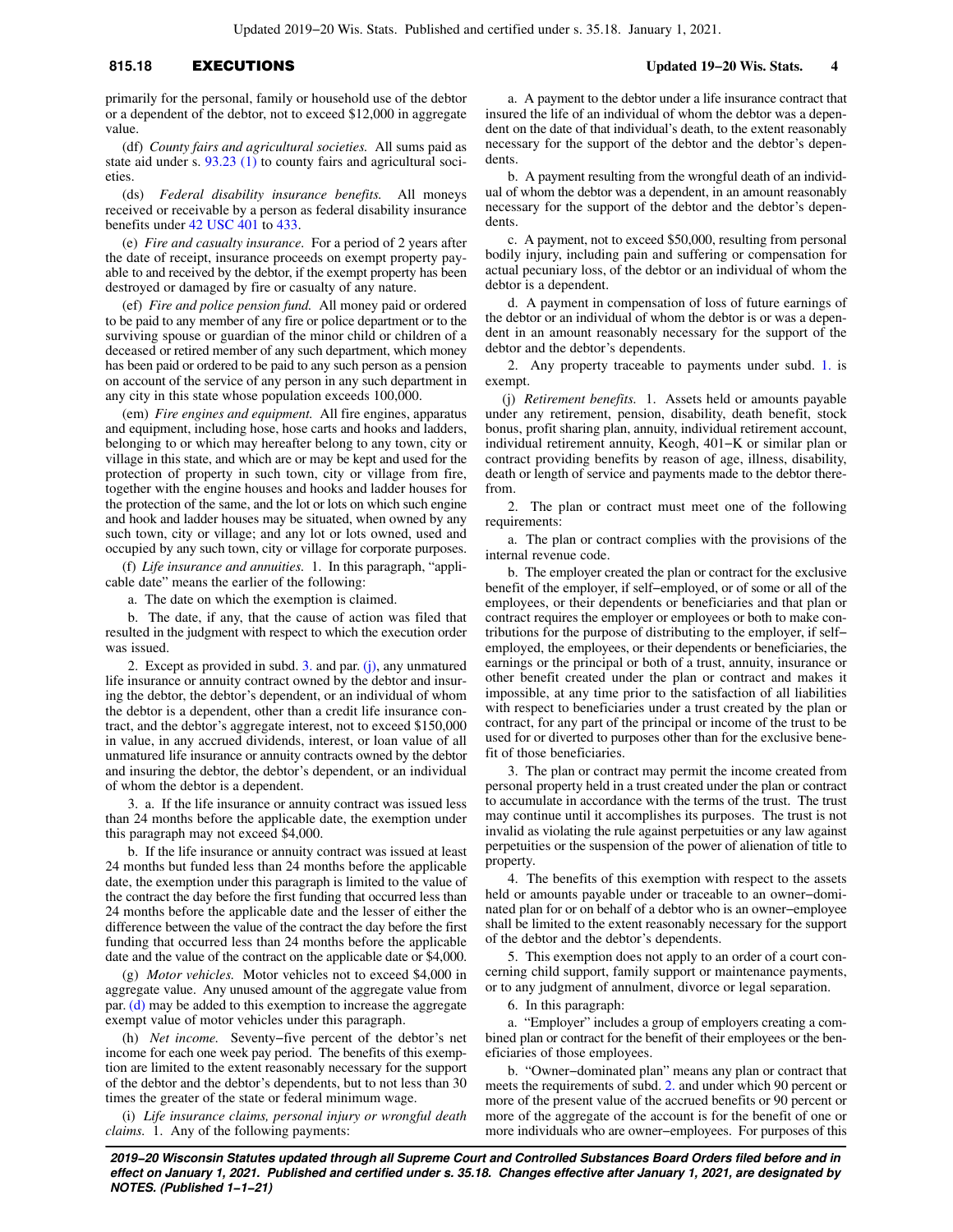primarily for the personal, family or household use of the debtor or a dependent of the debtor, not to exceed $12,000 in aggregate value.

(df) *County fairs and agricultural societies.* All sums paid as state aid under s. 93.23 (1) to county fairs and agricultural societies.

(ds) *Federal disability insurance benefits.* All moneys received or receivable by a person as federal disability insurance benefits under 42 USC 401 to 433.

(e) *Fire and casualty insurance.* For a period of 2 years after the date of receipt, insurance proceeds on exempt property payable to and received by the debtor, if the exempt property has been destroyed or damaged by fire or casualty of any nature.

(ef) *Fire and police pension fund.* All money paid or ordered to be paid to any member of any fire or police department or to the surviving spouse or guardian of the minor child or children of a deceased or retired member of any such department, which money has been paid or ordered to be paid to any such person as a pension on account of the service of any person in any such department in any city in this state whose population exceeds 100,000.

(em) *Fire engines and equipment.* All fire engines, apparatus and equipment, including hose, hose carts and hooks and ladders, belonging to or which may hereafter belong to any town, city or village in this state, and which are or may be kept and used for the protection of property in such town, city or village from fire, together with the engine houses and hooks and ladder houses for the protection of the same, and the lot or lots on which such engine and hook and ladder houses may be situated, when owned by any such town, city or village; and any lot or lots owned, used and occupied by any such town, city or village for corporate purposes.

(f) *Life insurance and annuities.* 1. In this paragraph, "applicable date" means the earlier of the following:

a. The date on which the exemption is claimed.

b. The date, if any, that the cause of action was filed that resulted in the judgment with respect to which the execution order was issued.

2. Except as provided in subd. 3. and par. (j), any unmatured life insurance or annuity contract owned by the debtor and insuring the debtor, the debtor's dependent, or an individual of whom the debtor is a dependent, other than a credit life insurance contract, and the debtor's aggregate interest, not to exceed $150,000 in value, in any accrued dividends, interest, or loan value of all unmatured life insurance or annuity contracts owned by the debtor and insuring the debtor, the debtor's dependent, or an individual of whom the debtor is a dependent.

3. a. If the life insurance or annuity contract was issued less than 24 months before the applicable date, the exemption under this paragraph may not exceed $4,000.

b. If the life insurance or annuity contract was issued at least 24 months but funded less than 24 months before the applicable date, the exemption under this paragraph is limited to the value of the contract the day before the first funding that occurred less than 24 months before the applicable date and the lesser of either the difference between the value of the contract the day before the first funding that occurred less than 24 months before the applicable date and the value of the contract on the applicable date or $4,000.

(g) *Motor vehicles.* Motor vehicles not to exceed $4,000 in aggregate value. Any unused amount of the aggregate value from par. (d) may be added to this exemption to increase the aggregate exempt value of motor vehicles under this paragraph.

(h) *Net income.* Seventy-five percent of the debtor's net income for each one week pay period. The benefits of this exemption are limited to the extent reasonably necessary for the support of the debtor and the debtor's dependents, but to not less than 30 times the greater of the state or federal minimum wage.

(i) *Life insurance claims, personal injury or wrongful death claims.* 1. Any of the following payments:

a. A payment to the debtor under a life insurance contract that insured the life of an individual of whom the debtor was a dependent on the date of that individual's death, to the extent reasonably necessary for the support of the debtor and the debtor's dependents.

b. A payment resulting from the wrongful death of an individual of whom the debtor was a dependent, in an amount reasonably necessary for the support of the debtor and the debtor's dependents.

c. A payment, not to exceed $50,000, resulting from personal bodily injury, including pain and suffering or compensation for actual pecuniary loss, of the debtor or an individual of whom the debtor is a dependent.

d. A payment in compensation of loss of future earnings of the debtor or an individual of whom the debtor is or was a dependent in an amount reasonably necessary for the support of the debtor and the debtor's dependents.

2. Any property traceable to payments under subd. 1. is exempt.

(j) *Retirement benefits.* 1. Assets held or amounts payable under any retirement, pension, disability, death benefit, stock bonus, profit sharing plan, annuity, individual retirement account, individual retirement annuity, Keogh, 401-K or similar plan or contract providing benefits by reason of age, illness, disability, death or length of service and payments made to the debtor therefrom.

2. The plan or contract must meet one of the following requirements:

a. The plan or contract complies with the provisions of the internal revenue code.

b. The employer created the plan or contract for the exclusive benefit of the employer, if self-employed, or of some or all of the employees, or their dependents or beneficiaries and that plan or contract requires the employer or employees or both to make contributions for the purpose of distributing to the employer, if self-employed, the employees, or their dependents or beneficiaries, the earnings or the principal or both of a trust, annuity, insurance or other benefit created under the plan or contract and makes it impossible, at any time prior to the satisfaction of all liabilities with respect to beneficiaries under a trust created by the plan or contract, for any part of the principal or income of the trust to be used for or diverted to purposes other than for the exclusive benefit of those beneficiaries.

3. The plan or contract may permit the income created from personal property held in a trust created under the plan or contract to accumulate in accordance with the terms of the trust. The trust may continue until it accomplishes its purposes. The trust is not invalid as violating the rule against perpetuities or any law against perpetuities or the suspension of the power of alienation of title to property.

4. The benefits of this exemption with respect to the assets held or amounts payable under or traceable to an owner-dominated plan for or on behalf of a debtor who is an owner-employee shall be limited to the extent reasonably necessary for the support of the debtor and the debtor's dependents.

5. This exemption does not apply to an order of a court concerning child support, family support or maintenance payments, or to any judgment of annulment, divorce or legal separation.

6. In this paragraph:

a. "Employer" includes a group of employers creating a combined plan or contract for the benefit of their employees or the beneficiaries of those employees.

b. "Owner-dominated plan" means any plan or contract that meets the requirements of subd. 2. and under which 90 percent or more of the present value of the accrued benefits or 90 percent or more of the aggregate of the account is for the benefit of one or more individuals who are owner-employees. For purposes of this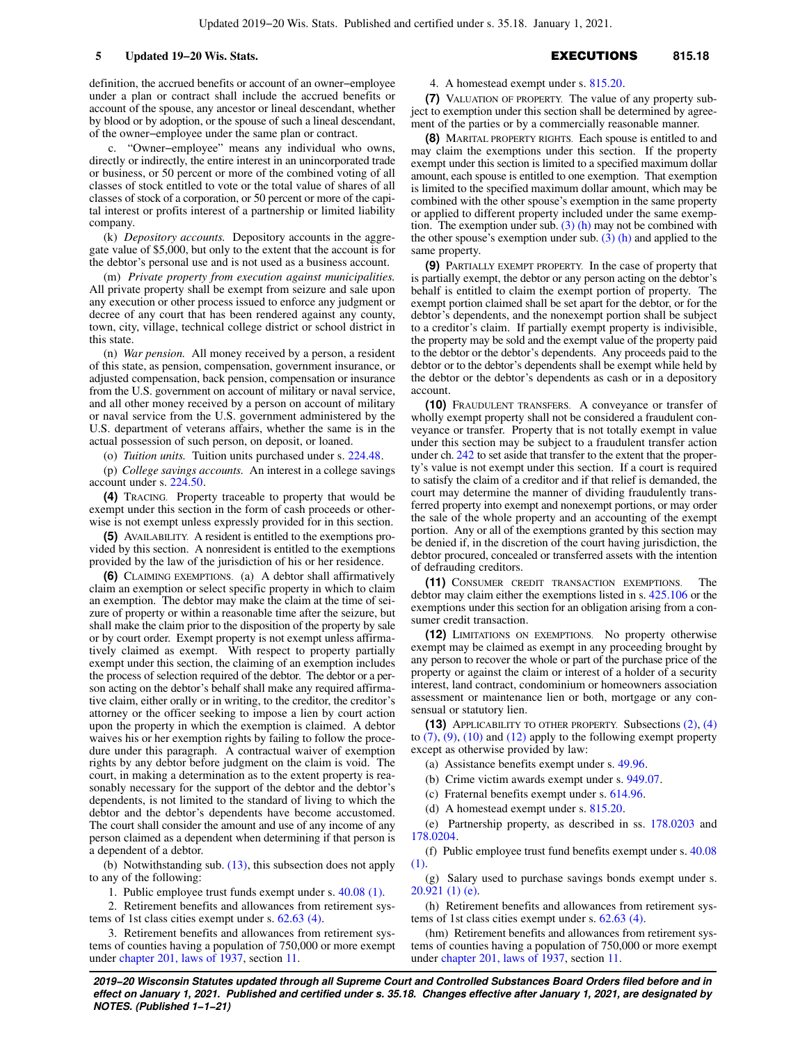definition, the accrued benefits or account of an owner−employee under a plan or contract shall include the accrued benefits or account of the spouse, any ancestor or lineal descendant, whether by blood or by adoption, or the spouse of such a lineal descendant, of the owner−employee under the same plan or contract.

c. "Owner−employee" means any individual who owns, directly or indirectly, the entire interest in an unincorporated trade or business, or 50 percent or more of the combined voting of all classes of stock entitled to vote or the total value of shares of all classes of stock of a corporation, or 50 percent or more of the capital interest or profits interest of a partnership or limited liability company.

(k) *Depository accounts.* Depository accounts in the aggregate value of $5,000, but only to the extent that the account is for the debtor's personal use and is not used as a business account.

(m) *Private property from execution against municipalities.* All private property shall be exempt from seizure and sale upon any execution or other process issued to enforce any judgment or decree of any court that has been rendered against any county, town, city, village, technical college district or school district in this state.

(n) *War pension.* All money received by a person, a resident of this state, as pension, compensation, government insurance, or adjusted compensation, back pension, compensation or insurance from the U.S. government on account of military or naval service, and all other money received by a person on account of military or naval service from the U.S. government administered by the U.S. department of veterans affairs, whether the same is in the actual possession of such person, on deposit, or loaned.

(o) *Tuition units.* Tuition units purchased under s. 224.48.

(p) *College savings accounts.* An interest in a college savings account under s. 224.50.

**(4)** TRACING. Property traceable to property that would be exempt under this section in the form of cash proceeds or otherwise is not exempt unless expressly provided for in this section.

**(5)** AVAILABILITY. A resident is entitled to the exemptions provided by this section. A nonresident is entitled to the exemptions provided by the law of the jurisdiction of his or her residence.

**(6)** CLAIMING EXEMPTIONS. (a) A debtor shall affirmatively claim an exemption or select specific property in which to claim an exemption. The debtor may make the claim at the time of seizure of property or within a reasonable time after the seizure, but shall make the claim prior to the disposition of the property by sale or by court order. Exempt property is not exempt unless affirmatively claimed as exempt. With respect to property partially exempt under this section, the claiming of an exemption includes the process of selection required of the debtor. The debtor or a person acting on the debtor's behalf shall make any required affirmative claim, either orally or in writing, to the creditor, the creditor's attorney or the officer seeking to impose a lien by court action upon the property in which the exemption is claimed. A debtor waives his or her exemption rights by failing to follow the procedure under this paragraph. A contractual waiver of exemption rights by any debtor before judgment on the claim is void. The court, in making a determination as to the extent property is reasonably necessary for the support of the debtor and the debtor's dependents, is not limited to the standard of living to which the debtor and the debtor's dependents have become accustomed. The court shall consider the amount and use of any income of any person claimed as a dependent when determining if that person is a dependent of a debtor.

(b) Notwithstanding sub. (13), this subsection does not apply to any of the following:

1. Public employee trust funds exempt under s. 40.08 (1).

2. Retirement benefits and allowances from retirement systems of 1st class cities exempt under s. 62.63 (4).

3. Retirement benefits and allowances from retirement systems of counties having a population of 750,000 or more exempt under chapter 201, laws of 1937, section 11.

4. A homestead exempt under s. 815.20.

**(7)** VALUATION OF PROPERTY. The value of any property subject to exemption under this section shall be determined by agreement of the parties or by a commercially reasonable manner.

**(8)** MARITAL PROPERTY RIGHTS. Each spouse is entitled to and may claim the exemptions under this section. If the property exempt under this section is limited to a specified maximum dollar amount, each spouse is entitled to one exemption. That exemption is limited to the specified maximum dollar amount, which may be combined with the other spouse's exemption in the same property or applied to different property included under the same exemption. The exemption under sub. (3) (h) may not be combined with the other spouse's exemption under sub. (3) (h) and applied to the same property.

**(9)** PARTIALLY EXEMPT PROPERTY. In the case of property that is partially exempt, the debtor or any person acting on the debtor's behalf is entitled to claim the exempt portion of property. The exempt portion claimed shall be set apart for the debtor, or for the debtor's dependents, and the nonexempt portion shall be subject to a creditor's claim. If partially exempt property is indivisible, the property may be sold and the exempt value of the property paid to the debtor or the debtor's dependents. Any proceeds paid to the debtor or to the debtor's dependents shall be exempt while held by the debtor or the debtor's dependents as cash or in a depository account.

**(10)** FRAUDULENT TRANSFERS. A conveyance or transfer of wholly exempt property shall not be considered a fraudulent conveyance or transfer. Property that is not totally exempt in value under this section may be subject to a fraudulent transfer action under ch. 242 to set aside that transfer to the extent that the property's value is not exempt under this section. If a court is required to satisfy the claim of a creditor and if that relief is demanded, the court may determine the manner of dividing fraudulently transferred property into exempt and nonexempt portions, or may order the sale of the whole property and an accounting of the exempt portion. Any or all of the exemptions granted by this section may be denied if, in the discretion of the court having jurisdiction, the debtor procured, concealed or transferred assets with the intention of defrauding creditors.

**(11)** CONSUMER CREDIT TRANSACTION EXEMPTIONS. The debtor may claim either the exemptions listed in s. 425.106 or the exemptions under this section for an obligation arising from a consumer credit transaction.

**(12)** LIMITATIONS ON EXEMPTIONS. No property otherwise exempt may be claimed as exempt in any proceeding brought by any person to recover the whole or part of the purchase price of the property or against the claim or interest of a holder of a security interest, land contract, condominium or homeowners association assessment or maintenance lien or both, mortgage or any consensual or statutory lien.

**(13)** APPLICABILITY TO OTHER PROPERTY. Subsections (2), (4) to (7), (9), (10) and (12) apply to the following exempt property except as otherwise provided by law:

(a) Assistance benefits exempt under s. 49.96.

(b) Crime victim awards exempt under s. 949.07.

(c) Fraternal benefits exempt under s. 614.96.

(d) A homestead exempt under s. 815.20.

(e) Partnership property, as described in ss. 178.0203 and 178.0204.

(f) Public employee trust fund benefits exempt under s. 40.08 (1).

(g) Salary used to purchase savings bonds exempt under s. 20.921 (1) (e).

(h) Retirement benefits and allowances from retirement systems of 1st class cities exempt under s. 62.63 (4).

(hm) Retirement benefits and allowances from retirement systems of counties having a population of 750,000 or more exempt under chapter 201, laws of 1937, section 11.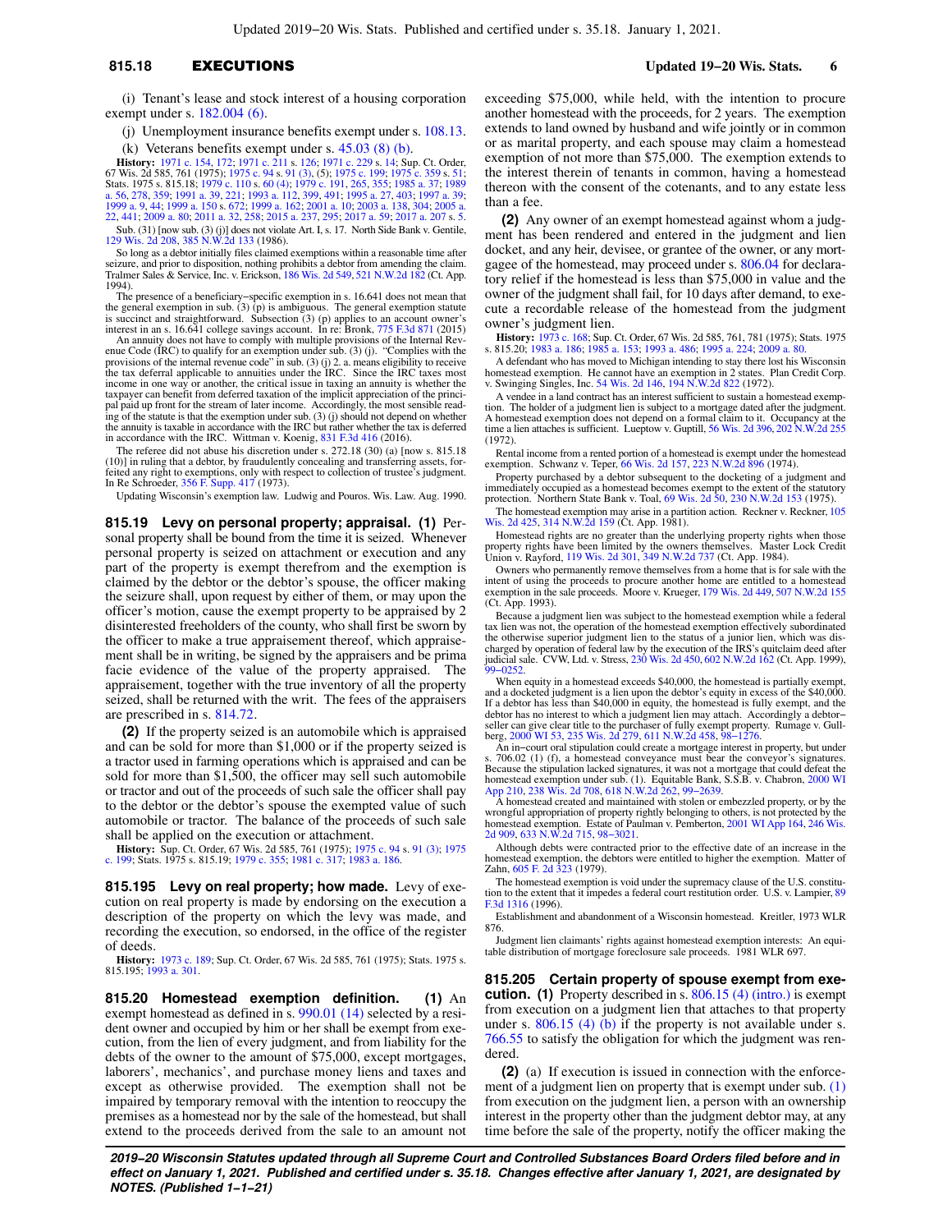(i) Tenant's lease and stock interest of a housing corporation exempt under s. 182.004 (6).

(j) Unemployment insurance benefits exempt under s. 108.13.

(k) Veterans benefits exempt under s. 45.03 (8) (b).

**History:** 1971 c. 154, 172; 1971 c. 211 s. 126; 1971 c. 229 s. 14; Sup. Ct. Order, 67 Wis. 2d 585, 761 (1975); 1975 c. 94 s. 91 (3), (5); 1975 c. 199; 1975 c. 359 s. 51; Stats. 1975 s. 815.18; 1979 c. 110 s. 60 (4); 1979 c. 191, 265, 355; 1985 a. 37; 1989 a. 56, 278, 359; 1991 a. 39, 221; 1993 a. 112, 399, 491; 1995 a. 27, 403; 1997 a. 39; 1999 a. 9, 44; 1999 a. 150 s. 672; 1999 a. 162; 2001 a. 10; 2003 a. 138, 304; 2005 a. 22, 441; 2009 a. 80; 2011 a. 32, 258; 2015 a. 237, 295; 2017 a. 59; 2017 a. 207 s. 5.

Sub. (31) [now sub. (3) (j)] does not violate Art. I, s. 17. North Side Bank v. Gentile, 129 Wis. 2d 208, 385 N.W.2d 133 (1986).

So long as a debtor initially files claimed exemptions within a reasonable time after seizure, and prior to disposition, nothing prohibits a debtor from amending the claim. Tralmer Sales & Service, Inc. v. Erickson, 186 Wis. 2d 549, 521 N.W.2d 182 (Ct. App. 1994).

The presence of a beneficiary−specific exemption in s. 16.641 does not mean that the general exemption in sub. (3) (p) is ambiguous. The general exemption statute is succinct and straightforward. Subsection (3) (p) applies to an account owner's interest in an s. 16.641 college savings account. In re: Bronk, 775 F.3d 871 (2015)

An annuity does not have to comply with multiple provisions of the Internal Revenue Code (IRC) to qualify for an exemption under sub. (3) (j). "Complies with the provisions of the internal revenue code" in sub. (3) (j) 2. a. means eligibility to receive the tax deferral applicable to annuities under the IRC. Since the IRC taxes most income in one way or another, the critical issue in taxing an annuity is whether the taxpayer can benefit from deferred taxation of the implicit appreciation of the principal paid up front for the stream of later income. Accordingly, the most sensible reading of the statute is that the exemption under sub. (3) (j) should not depend on whether the annuity is taxable in accordance with the IRC but rather whether the tax is deferred in accordance with the IRC. Wittman v. Koenig, 831 F.3d 416 (2016).

The referee did not abuse his discretion under s. 272.18 (30) (a) [now s. 815.18 (10)] in ruling that a debtor, by fraudulently concealing and transferring assets, forfeited any right to exemptions, only with respect to collection of trustee's judgment. In Re Schroeder, 356 F. Supp. 417 (1973).

Updating Wisconsin's exemption law. Ludwig and Pouros. Wis. Law. Aug. 1990.

**815.19 Levy on personal property; appraisal.** **(1)** Personal property shall be bound from the time it is seized. Whenever personal property is seized on attachment or execution and any part of the property is exempt therefrom and the exemption is claimed by the debtor or the debtor's spouse, the officer making the seizure shall, upon request by either of them, or may upon the officer's motion, cause the exempt property to be appraised by 2 disinterested freeholders of the county, who shall first be sworn by the officer to make a true appraisement thereof, which appraisement shall be in writing, be signed by the appraisers and be prima facie evidence of the value of the property appraised. The appraisement, together with the true inventory of all the property seized, shall be returned with the writ. The fees of the appraisers are prescribed in s. 814.72.

**(2)** If the property seized is an automobile which is appraised and can be sold for more than $1,000 or if the property seized is a tractor used in farming operations which is appraised and can be sold for more than $1,500, the officer may sell such automobile or tractor and out of the proceeds of such sale the officer shall pay to the debtor or the debtor's spouse the exempted value of such automobile or tractor. The balance of the proceeds of such sale shall be applied on the execution or attachment.

**History:** Sup. Ct. Order, 67 Wis. 2d 585, 761 (1975); 1975 c. 94 s. 91 (3); 1975 c. 199; Stats. 1975 s. 815.19; 1979 c. 355; 1981 c. 317; 1983 a. 186.

**815.195 Levy on real property; how made.** Levy of execution on real property is made by endorsing on the execution a description of the property on which the levy was made, and recording the execution, so endorsed, in the office of the register of deeds.

**History:** 1973 c. 189; Sup. Ct. Order, 67 Wis. 2d 585, 761 (1975); Stats. 1975 s. 815.195; 1993 a. 301.

**815.20 Homestead exemption definition.** **(1)** An exempt homestead as defined in s. 990.01 (14) selected by a resident owner and occupied by him or her shall be exempt from execution, from the lien of every judgment, and from liability for the debts of the owner to the amount of $75,000, except mortgages, laborers', mechanics', and purchase money liens and taxes and except as otherwise provided. The exemption shall not be impaired by temporary removal with the intention to reoccupy the premises as a homestead nor by the sale of the homestead, but shall extend to the proceeds derived from the sale to an amount not exceeding $75,000, while held, with the intention to procure another homestead with the proceeds, for 2 years. The exemption extends to land owned by husband and wife jointly or in common or as marital property, and each spouse may claim a homestead exemption of not more than $75,000. The exemption extends to the interest therein of tenants in common, having a homestead thereon with the consent of the cotenants, and to any estate less than a fee.

**(2)** Any owner of an exempt homestead against whom a judgment has been rendered and entered in the judgment and lien docket, and any heir, devisee, or grantee of the owner, or any mortgagee of the homestead, may proceed under s. 806.04 for declaratory relief if the homestead is less than $75,000 in value and the owner of the judgment shall fail, for 10 days after demand, to execute a recordable release of the homestead from the judgment owner's judgment lien.

**History:** 1973 c. 168; Sup. Ct. Order, 67 Wis. 2d 585, 761, 781 (1975); Stats. 1975 s. 815.20; 1983 a. 186; 1985 a. 153; 1993 a. 486; 1995 a. 224; 2009 a. 80.

A defendant who has moved to Michigan intending to stay there lost his Wisconsin homestead exemption. He cannot have an exemption in 2 states. Plan Credit Corp. v. Swinging Singles, Inc. 54 Wis. 2d 146, 194 N.W.2d 822 (1972).

A vendee in a land contract has an interest sufficient to sustain a homestead exemption. The holder of a judgment lien is subject to a mortgage dated after the judgment. A homestead exemption does not depend on a formal claim to it. Occupancy at the time a lien attaches is sufficient. Lueptow v. Guptill, 56 Wis. 2d 396, 202 N.W.2d 255 (1972).

Rental income from a rented portion of a homestead is exempt under the homestead exemption. Schwanz v. Teper, 66 Wis. 2d 157, 223 N.W.2d 896 (1974).

Property purchased by a debtor subsequent to the docketing of a judgment and immediately occupied as a homestead becomes exempt to the extent of the statutory protection. Northern State Bank v. Toal, 69 Wis. 2d 50, 230 N.W.2d 153 (1975).

The homestead exemption may arise in a partition action. Reckner v. Reckner, 105 Wis. 2d 425, 314 N.W.2d 159 (Ct. App. 1981).

Homestead rights are no greater than the underlying property rights when those property rights have been limited by the owners themselves. Master Lock Credit Union v. Rayford, 119 Wis. 2d 301, 349 N.W.2d 737 (Ct. App. 1984).

Owners who permanently remove themselves from a home that is for sale with the intent of using the proceeds to procure another home are entitled to a homestead exemption in the sale proceeds. Moore v. Krueger, 179 Wis. 2d 449, 507 N.W.2d 155 (Ct. App. 1993).

Because a judgment lien was subject to the homestead exemption while a federal tax lien was not, the operation of the homestead exemption effectively subordinated the otherwise superior judgment lien to the status of a junior lien, which was discharged by operation of federal law by the execution of the IRS's quitclaim deed after judicial sale. CVW, Ltd. v. Stress, 230 Wis. 2d 450, 602 N.W.2d 162 (Ct. App. 1999), 99−0252.

When equity in a homestead exceeds $40,000, the homestead is partially exempt, and a docketed judgment is a lien upon the debtor's equity in excess of the $40,000. If a debtor has less than $40,000 in equity, the homestead is fully exempt, and the debtor has no interest to which a judgment lien may attach. Accordingly a debtor−seller can give clear title to the purchaser of fully exempt property. Rumage v. Gullberg, 2000 WI 53, 235 Wis. 2d 279, 611 N.W.2d 458, 98−1276.

An in−court oral stipulation could create a mortgage interest in property, but under s. 706.02 (1) (f), a homestead conveyance must bear the conveyor's signatures. Because the stipulation lacked signatures, it was not a mortgage that could defeat the homestead exemption under sub. (1). Equitable Bank, S.S.B. v. Chabron, 2000 WI App 210, 238 Wis. 2d 708, 618 N.W.2d 262, 99−2639.

A homestead created and maintained with stolen or embezzled property, or by the wrongful appropriation of property rightly belonging to others, is not protected by the homestead exemption. Estate of Paulman v. Pemberton, 2001 WI App 164, 246 Wis. 2d 909, 633 N.W.2d 715, 98−3021.

Although debts were contracted prior to the effective date of an increase in the homestead exemption, the debtors were entitled to higher the exemption. Matter of Zahn, 605 F. 2d 323 (1979).

The homestead exemption is void under the supremacy clause of the U.S. constitution to the extent that it impedes a federal court restitution order. U.S. v. Lampier, 89 F.3d 1316 (1996).

Establishment and abandonment of a Wisconsin homestead. Kreitler, 1973 WLR 876.

Judgment lien claimants' rights against homestead exemption interests: An equitable distribution of mortgage foreclosure sale proceeds. 1981 WLR 697.

**815.205 Certain property of spouse exempt from execution.** **(1)** Property described in s. 806.15 (4) (intro.) is exempt from execution on a judgment lien that attaches to that property under s. 806.15 (4) (b) if the property is not available under s. 766.55 to satisfy the obligation for which the judgment was rendered.

**(2)** (a) If execution is issued in connection with the enforcement of a judgment lien on property that is exempt under sub. (1) from execution on the judgment lien, a person with an ownership interest in the property other than the judgment debtor may, at any time before the sale of the property, notify the officer making the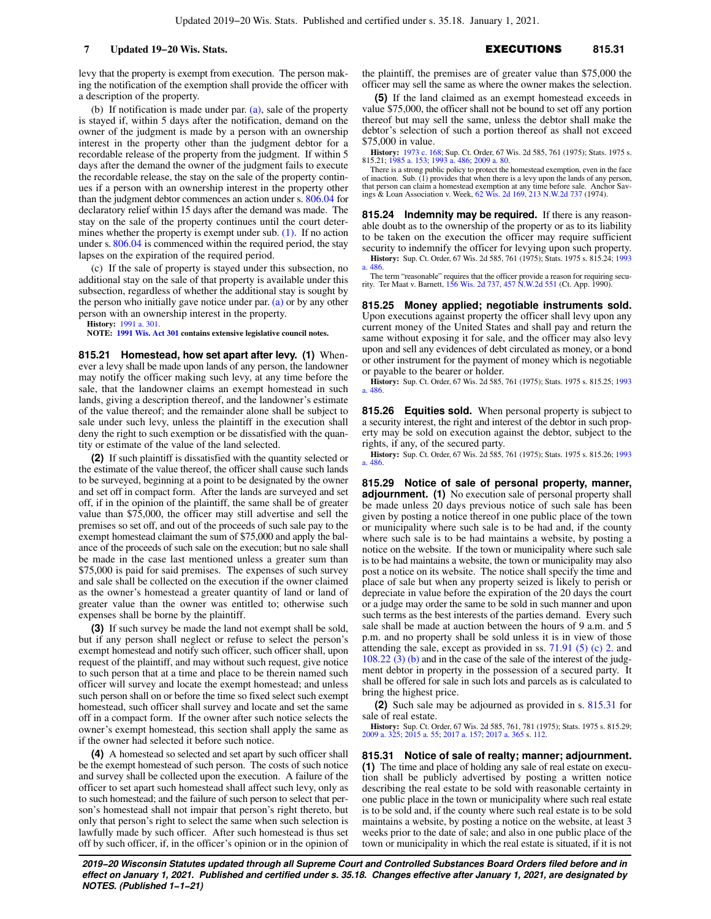levy that the property is exempt from execution. The person making the notification of the exemption shall provide the officer with a description of the property.

(b) If notification is made under par. (a), sale of the property is stayed if, within 5 days after the notification, demand on the owner of the judgment is made by a person with an ownership interest in the property other than the judgment debtor for a recordable release of the property from the judgment. If within 5 days after the demand the owner of the judgment fails to execute the recordable release, the stay on the sale of the property continues if a person with an ownership interest in the property other than the judgment debtor commences an action under s. 806.04 for declaratory relief within 15 days after the demand was made. The stay on the sale of the property continues until the court determines whether the property is exempt under sub. (1). If no action under s. 806.04 is commenced within the required period, the stay lapses on the expiration of the required period.

(c) If the sale of property is stayed under this subsection, no additional stay on the sale of that property is available under this subsection, regardless of whether the additional stay is sought by the person who initially gave notice under par. (a) or by any other person with an ownership interest in the property.

**History:** 1991 a. 301.

**NOTE: 1991 Wis. Act 301 contains extensive legislative council notes.**

**815.21 Homestead, how set apart after levy. (1)** Whenever a levy shall be made upon lands of any person, the landowner may notify the officer making such levy, at any time before the sale, that the landowner claims an exempt homestead in such lands, giving a description thereof, and the landowner's estimate of the value thereof; and the remainder alone shall be subject to sale under such levy, unless the plaintiff in the execution shall deny the right to such exemption or be dissatisfied with the quantity or estimate of the value of the land selected.

**(2)** If such plaintiff is dissatisfied with the quantity selected or the estimate of the value thereof, the officer shall cause such lands to be surveyed, beginning at a point to be designated by the owner and set off in compact form. After the lands are surveyed and set off, if in the opinion of the plaintiff, the same shall be of greater value than $75,000, the officer may still advertise and sell the premises so set off, and out of the proceeds of such sale pay to the exempt homestead claimant the sum of $75,000 and apply the balance of the proceeds of such sale on the execution; but no sale shall be made in the case last mentioned unless a greater sum than $75,000 is paid for said premises. The expenses of such survey and sale shall be collected on the execution if the owner claimed as the owner's homestead a greater quantity of land or land of greater value than the owner was entitled to; otherwise such expenses shall be borne by the plaintiff.

**(3)** If such survey be made the land not exempt shall be sold, but if any person shall neglect or refuse to select the person's exempt homestead and notify such officer, such officer shall, upon request of the plaintiff, and may without such request, give notice to such person that at a time and place to be therein named such officer will survey and locate the exempt homestead; and unless such person shall on or before the time so fixed select such exempt homestead, such officer shall survey and locate and set the same off in a compact form. If the owner after such notice selects the owner's exempt homestead, this section shall apply the same as if the owner had selected it before such notice.

**(4)** A homestead so selected and set apart by such officer shall be the exempt homestead of such person. The costs of such notice and survey shall be collected upon the execution. A failure of the officer to set apart such homestead shall affect such levy, only as to such homestead; and the failure of such person to select that person's homestead shall not impair that person's right thereto, but only that person's right to select the same when such selection is lawfully made by such officer. After such homestead is thus set off by such officer, if, in the officer's opinion or in the opinion of the plaintiff, the premises are of greater value than $75,000 the officer may sell the same as where the owner makes the selection.

**(5)** If the land claimed as an exempt homestead exceeds in value $75,000, the officer shall not be bound to set off any portion thereof but may sell the same, unless the debtor shall make the debtor's selection of such a portion thereof as shall not exceed $75,000 in value.

**History:** 1973 c. 168; Sup. Ct. Order, 67 Wis. 2d 585, 761 (1975); Stats. 1975 s. 815.21; 1985 a. 153; 1993 a. 486; 2009 a. 80.

There is a strong public policy to protect the homestead exemption, even in the face of inaction. Sub. (1) provides that when there is a levy upon the lands of any person, that person can claim a homestead exemption at any time before sale. Anchor Savings & Loan Association v. Week, 62 Wis. 2d 169, 213 N.W.2d 737 (1974).

**815.24 Indemnity may be required.** If there is any reasonable doubt as to the ownership of the property or as to its liability to be taken on the execution the officer may require sufficient security to indemnify the officer for levying upon such property.

**History:** Sup. Ct. Order, 67 Wis. 2d 585, 761 (1975); Stats. 1975 s. 815.24; 1993 a. 486.

The term "reasonable" requires that the officer provide a reason for requiring security. Ter Maat v. Barnett, 156 Wis. 2d 737, 457 N.W.2d 551 (Ct. App. 1990).

**815.25 Money applied; negotiable instruments sold.** Upon executions against property the officer shall levy upon any current money of the United States and shall pay and return the same without exposing it for sale, and the officer may also levy upon and sell any evidences of debt circulated as money, or a bond or other instrument for the payment of money which is negotiable or payable to the bearer or holder.

**History:** Sup. Ct. Order, 67 Wis. 2d 585, 761 (1975); Stats. 1975 s. 815.25; 1993 a. 486.

**815.26 Equities sold.** When personal property is subject to a security interest, the right and interest of the debtor in such property may be sold on execution against the debtor, subject to the rights, if any, of the secured party.

**History:** Sup. Ct. Order, 67 Wis. 2d 585, 761 (1975); Stats. 1975 s. 815.26; 1993 a. 486.

**815.29 Notice of sale of personal property, manner, adjournment. (1)** No execution sale of personal property shall be made unless 20 days previous notice of such sale has been given by posting a notice thereof in one public place of the town or municipality where such sale is to be had and, if the county where such sale is to be had maintains a website, by posting a notice on the website. If the town or municipality where such sale is to be had maintains a website, the town or municipality may also post a notice on its website. The notice shall specify the time and place of sale but when any property seized is likely to perish or depreciate in value before the expiration of the 20 days the court or a judge may order the same to be sold in such manner and upon such terms as the best interests of the parties demand. Every such sale shall be made at auction between the hours of 9 a.m. and 5 p.m. and no property shall be sold unless it is in view of those attending the sale, except as provided in ss. 71.91 (5) (c) 2. and 108.22 (3) (b) and in the case of the sale of the interest of the judgment debtor in property in the possession of a secured party. It shall be offered for sale in such lots and parcels as is calculated to bring the highest price.

**(2)** Such sale may be adjourned as provided in s. 815.31 for sale of real estate.

**History:** Sup. Ct. Order, 67 Wis. 2d 585, 761, 781 (1975); Stats. 1975 s. 815.29; 2009 a. 325; 2015 a. 55; 2017 a. 157; 2017 a. 365 s. 112.

**815.31 Notice of sale of realty; manner; adjournment. (1)** The time and place of holding any sale of real estate on execution shall be publicly advertised by posting a written notice describing the real estate to be sold with reasonable certainty in one public place in the town or municipality where such real estate is to be sold and, if the county where such real estate is to be sold maintains a website, by posting a notice on the website, at least 3 weeks prior to the date of sale; and also in one public place of the town or municipality in which the real estate is situated, if it is not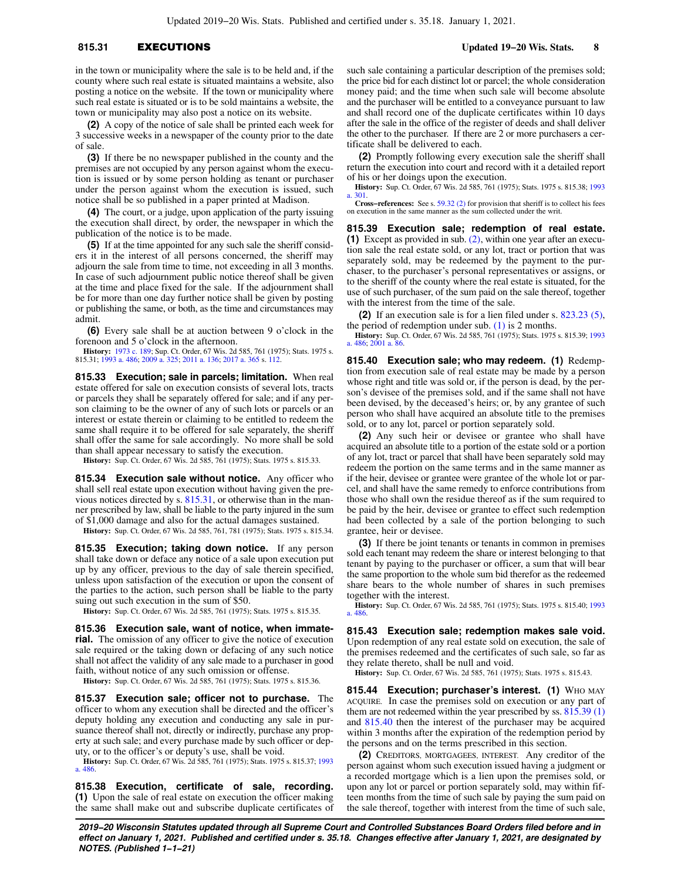in the town or municipality where the sale is to be held and, if the county where such real estate is situated maintains a website, also posting a notice on the website. If the town or municipality where such real estate is situated or is to be sold maintains a website, the town or municipality may also post a notice on its website.

**(2)** A copy of the notice of sale shall be printed each week for 3 successive weeks in a newspaper of the county prior to the date of sale.

**(3)** If there be no newspaper published in the county and the premises are not occupied by any person against whom the execution is issued or by some person holding as tenant or purchaser under the person against whom the execution is issued, such notice shall be so published in a paper printed at Madison.

**(4)** The court, or a judge, upon application of the party issuing the execution shall direct, by order, the newspaper in which the publication of the notice is to be made.

**(5)** If at the time appointed for any such sale the sheriff considers it in the interest of all persons concerned, the sheriff may adjourn the sale from time to time, not exceeding in all 3 months. In case of such adjournment public notice thereof shall be given at the time and place fixed for the sale. If the adjournment shall be for more than one day further notice shall be given by posting or publishing the same, or both, as the time and circumstances may admit.

**(6)** Every sale shall be at auction between 9 o'clock in the forenoon and 5 o'clock in the afternoon.

**History:** 1973 c. 189; Sup. Ct. Order, 67 Wis. 2d 585, 761 (1975); Stats. 1975 s. 815.31; 1993 a. 486; 2009 a. 325; 2011 a. 136; 2017 a. 365 s. 112.

**815.33 Execution; sale in parcels; limitation.** When real estate offered for sale on execution consists of several lots, tracts or parcels they shall be separately offered for sale; and if any person claiming to be the owner of any of such lots or parcels or an interest or estate therein or claiming to be entitled to redeem the same shall require it to be offered for sale separately, the sheriff shall offer the same for sale accordingly. No more shall be sold than shall appear necessary to satisfy the execution.

**History:** Sup. Ct. Order, 67 Wis. 2d 585, 761 (1975); Stats. 1975 s. 815.33.

**815.34 Execution sale without notice.** Any officer who shall sell real estate upon execution without having given the previous notices directed by s. 815.31, or otherwise than in the manner prescribed by law, shall be liable to the party injured in the sum of $1,000 damage and also for the actual damages sustained.

**History:** Sup. Ct. Order, 67 Wis. 2d 585, 761, 781 (1975); Stats. 1975 s. 815.34.

**815.35 Execution; taking down notice.** If any person shall take down or deface any notice of a sale upon execution put up by any officer, previous to the day of sale therein specified, unless upon satisfaction of the execution or upon the consent of the parties to the action, such person shall be liable to the party suing out such execution in the sum of $50.

**History:** Sup. Ct. Order, 67 Wis. 2d 585, 761 (1975); Stats. 1975 s. 815.35.

**815.36 Execution sale, want of notice, when immaterial.** The omission of any officer to give the notice of execution sale required or the taking down or defacing of any such notice shall not affect the validity of any sale made to a purchaser in good faith, without notice of any such omission or offense.

**History:** Sup. Ct. Order, 67 Wis. 2d 585, 761 (1975); Stats. 1975 s. 815.36.

**815.37 Execution sale; officer not to purchase.** The officer to whom any execution shall be directed and the officer's deputy holding any execution and conducting any sale in pursuance thereof shall not, directly or indirectly, purchase any property at such sale; and every purchase made by such officer or deputy, or to the officer's or deputy's use, shall be void.

**History:** Sup. Ct. Order, 67 Wis. 2d 585, 761 (1975); Stats. 1975 s. 815.37; 1993 a. 486.

**815.38 Execution, certificate of sale, recording. (1)** Upon the sale of real estate on execution the officer making the same shall make out and subscribe duplicate certificates of such sale containing a particular description of the premises sold; the price bid for each distinct lot or parcel; the whole consideration money paid; and the time when such sale will become absolute and the purchaser will be entitled to a conveyance pursuant to law and shall record one of the duplicate certificates within 10 days after the sale in the office of the register of deeds and shall deliver the other to the purchaser. If there are 2 or more purchasers a certificate shall be delivered to each.

**(2)** Promptly following every execution sale the sheriff shall return the execution into court and record with it a detailed report of his or her doings upon the execution.

**History:** Sup. Ct. Order, 67 Wis. 2d 585, 761 (1975); Stats. 1975 s. 815.38; 1993 a. 301.

**Cross−references:** See s. 59.32 (2) for provision that sheriff is to collect his fees on execution in the same manner as the sum collected under the writ.

**815.39 Execution sale; redemption of real estate. (1)** Except as provided in sub. (2), within one year after an execution sale the real estate sold, or any lot, tract or portion that was separately sold, may be redeemed by the payment to the purchaser, to the purchaser's personal representatives or assigns, or to the sheriff of the county where the real estate is situated, for the use of such purchaser, of the sum paid on the sale thereof, together with the interest from the time of the sale.

**(2)** If an execution sale is for a lien filed under s. 823.23 (5), the period of redemption under sub. (1) is 2 months.

**History:** Sup. Ct. Order, 67 Wis. 2d 585, 761 (1975); Stats. 1975 s. 815.39; 1993 a. 486; 2001 a. 86.

**815.40 Execution sale; who may redeem. (1)** Redemption from execution sale of real estate may be made by a person whose right and title was sold or, if the person is dead, by the person's devisee of the premises sold, and if the same shall not have been devised, by the deceased's heirs; or, by any grantee of such person who shall have acquired an absolute title to the premises sold, or to any lot, parcel or portion separately sold.

**(2)** Any such heir or devisee or grantee who shall have acquired an absolute title to a portion of the estate sold or a portion of any lot, tract or parcel that shall have been separately sold may redeem the portion on the same terms and in the same manner as if the heir, devisee or grantee were grantee of the whole lot or parcel, and shall have the same remedy to enforce contributions from those who shall own the residue thereof as if the sum required to be paid by the heir, devisee or grantee to effect such redemption had been collected by a sale of the portion belonging to such grantee, heir or devisee.

**(3)** If there be joint tenants or tenants in common in premises sold each tenant may redeem the share or interest belonging to that tenant by paying to the purchaser or officer, a sum that will bear the same proportion to the whole sum bid therefor as the redeemed share bears to the whole number of shares in such premises together with the interest.

**History:** Sup. Ct. Order, 67 Wis. 2d 585, 761 (1975); Stats. 1975 s. 815.40; 1993 a. 486.

**815.43 Execution sale; redemption makes sale void.** Upon redemption of any real estate sold on execution, the sale of the premises redeemed and the certificates of such sale, so far as they relate thereto, shall be null and void.

**History:** Sup. Ct. Order, 67 Wis. 2d 585, 761 (1975); Stats. 1975 s. 815.43.

**815.44 Execution; purchaser's interest. (1)** WHO MAY ACQUIRE. In case the premises sold on execution or any part of them are not redeemed within the year prescribed by ss. 815.39 (1) and 815.40 then the interest of the purchaser may be acquired within 3 months after the expiration of the redemption period by the persons and on the terms prescribed in this section.

**(2)** CREDITORS, MORTGAGEES, INTEREST. Any creditor of the person against whom such execution issued having a judgment or a recorded mortgage which is a lien upon the premises sold, or upon any lot or parcel or portion separately sold, may within fifteen months from the time of such sale by paying the sum paid on the sale thereof, together with interest from the time of such sale,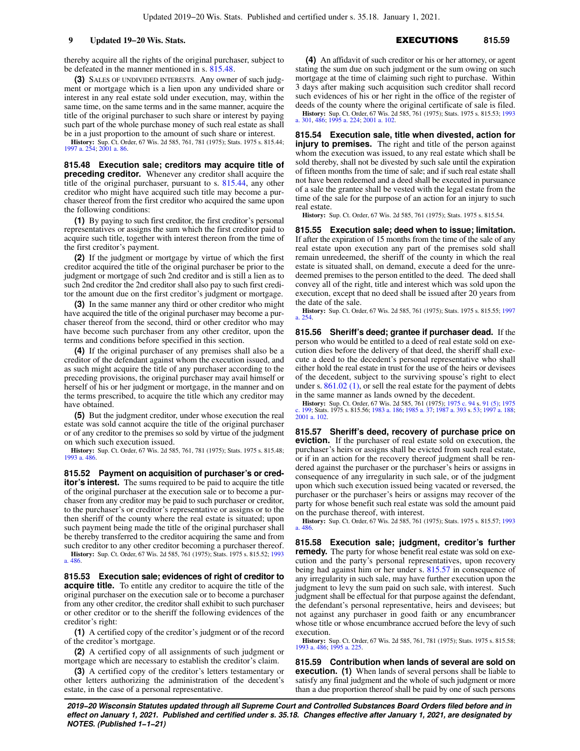thereby acquire all the rights of the original purchaser, subject to be defeated in the manner mentioned in s. 815.48.

**(3)** SALES OF UNDIVIDED INTERESTS. Any owner of such judgment or mortgage which is a lien upon any undivided share or interest in any real estate sold under execution, may, within the same time, on the same terms and in the same manner, acquire the title of the original purchaser to such share or interest by paying such part of the whole purchase money of such real estate as shall be in a just proportion to the amount of such share or interest.

**History:** Sup. Ct. Order, 67 Wis. 2d 585, 761, 781 (1975); Stats. 1975 s. 815.44; 1997 a. 254; 2001 a. 86.

**815.48 Execution sale; creditors may acquire title of preceding creditor.** Whenever any creditor shall acquire the title of the original purchaser, pursuant to s. 815.44, any other creditor who might have acquired such title may become a purchaser thereof from the first creditor who acquired the same upon the following conditions:

**(1)** By paying to such first creditor, the first creditor's personal representatives or assigns the sum which the first creditor paid to acquire such title, together with interest thereon from the time of the first creditor's payment.

**(2)** If the judgment or mortgage by virtue of which the first creditor acquired the title of the original purchaser be prior to the judgment or mortgage of such 2nd creditor and is still a lien as to such 2nd creditor the 2nd creditor shall also pay to such first creditor the amount due on the first creditor's judgment or mortgage.

**(3)** In the same manner any third or other creditor who might have acquired the title of the original purchaser may become a purchaser thereof from the second, third or other creditor who may have become such purchaser from any other creditor, upon the terms and conditions before specified in this section.

**(4)** If the original purchaser of any premises shall also be a creditor of the defendant against whom the execution issued, and as such might acquire the title of any purchaser according to the preceding provisions, the original purchaser may avail himself or herself of his or her judgment or mortgage, in the manner and on the terms prescribed, to acquire the title which any creditor may have obtained.

**(5)** But the judgment creditor, under whose execution the real estate was sold cannot acquire the title of the original purchaser or of any creditor to the premises so sold by virtue of the judgment on which such execution issued.

**History:** Sup. Ct. Order, 67 Wis. 2d 585, 761, 781 (1975); Stats. 1975 s. 815.48; 1993 a. 486.

**815.52 Payment on acquisition of purchaser's or creditor's interest.** The sums required to be paid to acquire the title of the original purchaser at the execution sale or to become a purchaser from any creditor may be paid to such purchaser or creditor, to the purchaser's or creditor's representative or assigns or to the then sheriff of the county where the real estate is situated; upon such payment being made the title of the original purchaser shall be thereby transferred to the creditor acquiring the same and from such creditor to any other creditor becoming a purchaser thereof.

**History:** Sup. Ct. Order, 67 Wis. 2d 585, 761 (1975); Stats. 1975 s. 815.52; 1993 a. 486.

**815.53 Execution sale; evidences of right of creditor to acquire title.** To entitle any creditor to acquire the title of the original purchaser on the execution sale or to become a purchaser from any other creditor, the creditor shall exhibit to such purchaser or other creditor or to the sheriff the following evidences of the creditor's right:

**(1)** A certified copy of the creditor's judgment or of the record of the creditor's mortgage.

**(2)** A certified copy of all assignments of such judgment or mortgage which are necessary to establish the creditor's claim.

**(3)** A certified copy of the creditor's letters testamentary or other letters authorizing the administration of the decedent's estate, in the case of a personal representative.

**(4)** An affidavit of such creditor or his or her attorney, or agent stating the sum due on such judgment or the sum owing on such mortgage at the time of claiming such right to purchase. Within 3 days after making such acquisition such creditor shall record such evidences of his or her right in the office of the register of deeds of the county where the original certificate of sale is filed.

**History:** Sup. Ct. Order, 67 Wis. 2d 585, 761 (1975); Stats. 1975 s. 815.53; 1993 a. 301, 486; 1995 a. 224; 2001 a. 102.

**815.54 Execution sale, title when divested, action for injury to premises.** The right and title of the person against whom the execution was issued, to any real estate which shall be sold thereby, shall not be divested by such sale until the expiration of fifteen months from the time of sale; and if such real estate shall not have been redeemed and a deed shall be executed in pursuance of a sale the grantee shall be vested with the legal estate from the time of the sale for the purpose of an action for an injury to such real estate.

**History:** Sup. Ct. Order, 67 Wis. 2d 585, 761 (1975); Stats. 1975 s. 815.54.

**815.55 Execution sale; deed when to issue; limitation.** If after the expiration of 15 months from the time of the sale of any real estate upon execution any part of the premises sold shall remain unredeemed, the sheriff of the county in which the real estate is situated shall, on demand, execute a deed for the unredeemed premises to the person entitled to the deed. The deed shall convey all of the right, title and interest which was sold upon the execution, except that no deed shall be issued after 20 years from the date of the sale.

**History:** Sup. Ct. Order, 67 Wis. 2d 585, 761 (1975); Stats. 1975 s. 815.55; 1997 a. 254.

**815.56 Sheriff's deed; grantee if purchaser dead.** If the person who would be entitled to a deed of real estate sold on execution dies before the delivery of that deed, the sheriff shall execute a deed to the decedent's personal representative who shall either hold the real estate in trust for the use of the heirs or devisees of the decedent, subject to the surviving spouse's right to elect under s. 861.02 (1), or sell the real estate for the payment of debts in the same manner as lands owned by the decedent.

**History:** Sup. Ct. Order, 67 Wis. 2d 585, 761 (1975); 1975 c. 94 s. 91 (5); 1975 c. 199; Stats. 1975 s. 815.56; 1983 a. 186; 1985 a. 37; 1987 a. 393 s. 53; 1997 a. 188; 2001 a. 102.

**815.57 Sheriff's deed, recovery of purchase price on eviction.** If the purchaser of real estate sold on execution, the purchaser's heirs or assigns shall be evicted from such real estate, or if in an action for the recovery thereof judgment shall be rendered against the purchaser or the purchaser's heirs or assigns in consequence of any irregularity in such sale, or of the judgment upon which such execution issued being vacated or reversed, the purchaser or the purchaser's heirs or assigns may recover of the party for whose benefit such real estate was sold the amount paid on the purchase thereof, with interest.

**History:** Sup. Ct. Order, 67 Wis. 2d 585, 761 (1975); Stats. 1975 s. 815.57; 1993 a. 486.

**815.58 Execution sale; judgment, creditor's further remedy.** The party for whose benefit real estate was sold on execution and the party's personal representatives, upon recovery being had against him or her under s. 815.57 in consequence of any irregularity in such sale, may have further execution upon the judgment to levy the sum paid on such sale, with interest. Such judgment shall be effectual for that purpose against the defendant, the defendant's personal representative, heirs and devisees; but not against any purchaser in good faith or any encumbrancer whose title or whose encumbrance accrued before the levy of such execution.

**History:** Sup. Ct. Order, 67 Wis. 2d 585, 761, 781 (1975); Stats. 1975 s. 815.58; 1993 a. 486; 1995 a. 225.

**815.59 Contribution when lands of several are sold on execution.** **(1)** When lands of several persons shall be liable to satisfy any final judgment and the whole of such judgment or more than a due proportion thereof shall be paid by one of such persons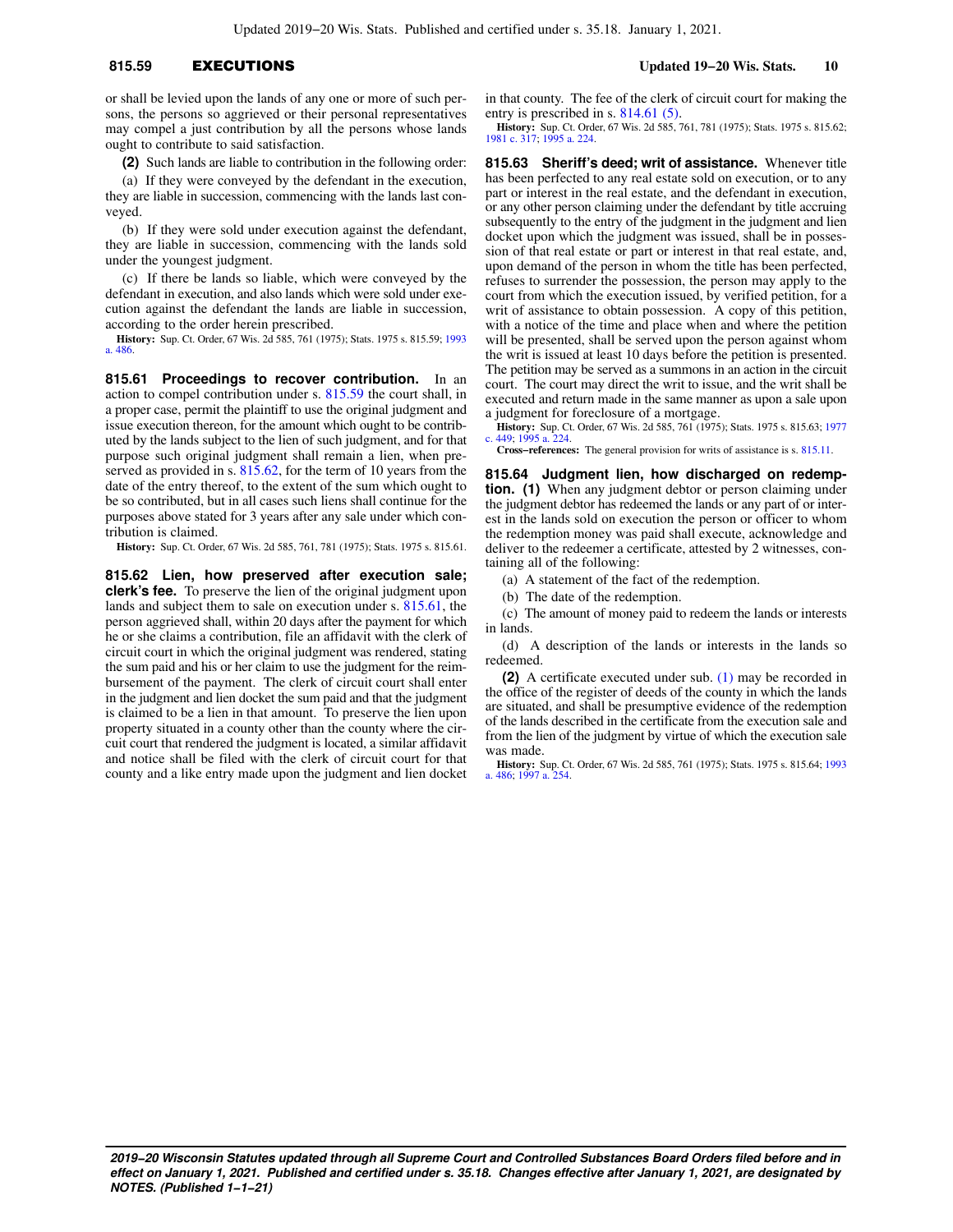or shall be levied upon the lands of any one or more of such persons, the persons so aggrieved or their personal representatives may compel a just contribution by all the persons whose lands ought to contribute to said satisfaction.

**(2)** Such lands are liable to contribution in the following order:

(a) If they were conveyed by the defendant in the execution, they are liable in succession, commencing with the lands last conveyed.

(b) If they were sold under execution against the defendant, they are liable in succession, commencing with the lands sold under the youngest judgment.

(c) If there be lands so liable, which were conveyed by the defendant in execution, and also lands which were sold under execution against the defendant the lands are liable in succession, according to the order herein prescribed.

**History:** Sup. Ct. Order, 67 Wis. 2d 585, 761 (1975); Stats. 1975 s. 815.59; 1993 a. 486.

**815.61 Proceedings to recover contribution.** In an action to compel contribution under s. 815.59 the court shall, in a proper case, permit the plaintiff to use the original judgment and issue execution thereon, for the amount which ought to be contributed by the lands subject to the lien of such judgment, and for that purpose such original judgment shall remain a lien, when preserved as provided in s. 815.62, for the term of 10 years from the date of the entry thereof, to the extent of the sum which ought to be so contributed, but in all cases such liens shall continue for the purposes above stated for 3 years after any sale under which contribution is claimed.

**History:** Sup. Ct. Order, 67 Wis. 2d 585, 761, 781 (1975); Stats. 1975 s. 815.61.

**815.62 Lien, how preserved after execution sale; clerk's fee.** To preserve the lien of the original judgment upon lands and subject them to sale on execution under s. 815.61, the person aggrieved shall, within 20 days after the payment for which he or she claims a contribution, file an affidavit with the clerk of circuit court in which the original judgment was rendered, stating the sum paid and his or her claim to use the judgment for the reimbursement of the payment. The clerk of circuit court shall enter in the judgment and lien docket the sum paid and that the judgment is claimed to be a lien in that amount. To preserve the lien upon property situated in a county other than the county where the circuit court that rendered the judgment is located, a similar affidavit and notice shall be filed with the clerk of circuit court for that county and a like entry made upon the judgment and lien docket in that county. The fee of the clerk of circuit court for making the entry is prescribed in s. 814.61 (5).

**History:** Sup. Ct. Order, 67 Wis. 2d 585, 761, 781 (1975); Stats. 1975 s. 815.62; 1981 c. 317; 1995 a. 224.

**815.63 Sheriff's deed; writ of assistance.** Whenever title has been perfected to any real estate sold on execution, or to any part or interest in the real estate, and the defendant in execution, or any other person claiming under the defendant by title accruing subsequently to the entry of the judgment in the judgment and lien docket upon which the judgment was issued, shall be in possession of that real estate or part or interest in that real estate, and, upon demand of the person in whom the title has been perfected, refuses to surrender the possession, the person may apply to the court from which the execution issued, by verified petition, for a writ of assistance to obtain possession. A copy of this petition, with a notice of the time and place when and where the petition will be presented, shall be served upon the person against whom the writ is issued at least 10 days before the petition is presented. The petition may be served as a summons in an action in the circuit court. The court may direct the writ to issue, and the writ shall be executed and return made in the same manner as upon a sale upon a judgment for foreclosure of a mortgage.

**History:** Sup. Ct. Order, 67 Wis. 2d 585, 761 (1975); Stats. 1975 s. 815.63; 1977 c. 449; 1995 a. 224.

**Cross-references:** The general provision for writs of assistance is s. 815.11.

**815.64 Judgment lien, how discharged on redemption.** **(1)** When any judgment debtor or person claiming under the judgment debtor has redeemed the lands or any part of or interest in the lands sold on execution the person or officer to whom the redemption money was paid shall execute, acknowledge and deliver to the redeemer a certificate, attested by 2 witnesses, containing all of the following:

(a) A statement of the fact of the redemption.

(b) The date of the redemption.

(c) The amount of money paid to redeem the lands or interests in lands.

(d) A description of the lands or interests in the lands so redeemed.

**(2)** A certificate executed under sub. (1) may be recorded in the office of the register of deeds of the county in which the lands are situated, and shall be presumptive evidence of the redemption of the lands described in the certificate from the execution sale and from the lien of the judgment by virtue of which the execution sale was made.

**History:** Sup. Ct. Order, 67 Wis. 2d 585, 761 (1975); Stats. 1975 s. 815.64; 1993 a. 486; 1997 a. 254.